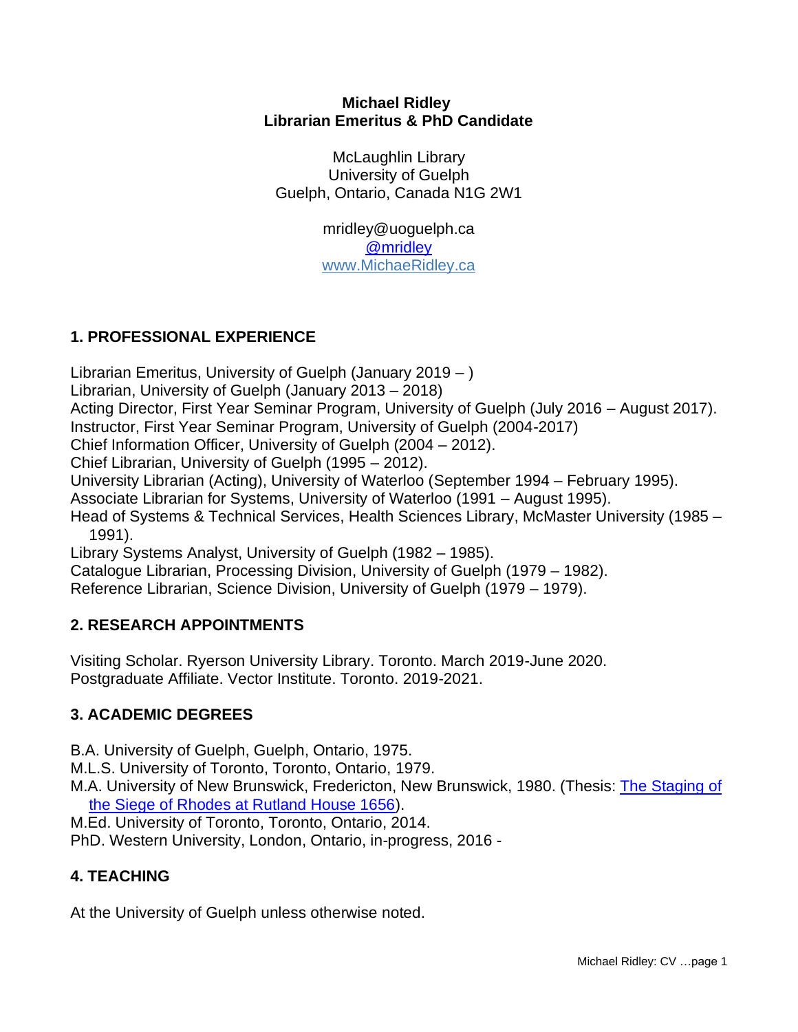**Michael Ridley**
**Librarian Emeritus & PhD Candidate**

McLaughlin Library
University of Guelph
Guelph, Ontario, Canada N1G 2W1

mridley@uoguelph.ca
[@mridley](@mridley)
[www.MichaeRidley.ca](www.MichaeRidley.ca)

## 1. PROFESSIONAL EXPERIENCE

Librarian Emeritus, University of Guelph (January 2019 – )
Librarian, University of Guelph (January 2013 – 2018)
Acting Director, First Year Seminar Program, University of Guelph (July 2016 – August 2017).
Instructor, First Year Seminar Program, University of Guelph (2004-2017)
Chief Information Officer, University of Guelph (2004 – 2012).
Chief Librarian, University of Guelph (1995 – 2012).
University Librarian (Acting), University of Waterloo (September 1994 – February 1995).
Associate Librarian for Systems, University of Waterloo (1991 – August 1995).
Head of Systems & Technical Services, Health Sciences Library, McMaster University (1985 – 1991).
Library Systems Analyst, University of Guelph (1982 – 1985).
Catalogue Librarian, Processing Division, University of Guelph (1979 – 1982).
Reference Librarian, Science Division, University of Guelph (1979 – 1979).

## 2. RESEARCH APPOINTMENTS

Visiting Scholar. Ryerson University Library. Toronto. March 2019-June 2020.
Postgraduate Affiliate. Vector Institute. Toronto. 2019-2021.

## 3. ACADEMIC DEGREES

B.A. University of Guelph, Guelph, Ontario, 1975.
M.L.S. University of Toronto, Toronto, Ontario, 1979.
M.A. University of New Brunswick, Fredericton, New Brunswick, 1980. (Thesis: The Staging of the Siege of Rhodes at Rutland House 1656).
M.Ed. University of Toronto, Toronto, Ontario, 2014.
PhD. Western University, London, Ontario, in-progress, 2016 -

## 4. TEACHING

At the University of Guelph unless otherwise noted.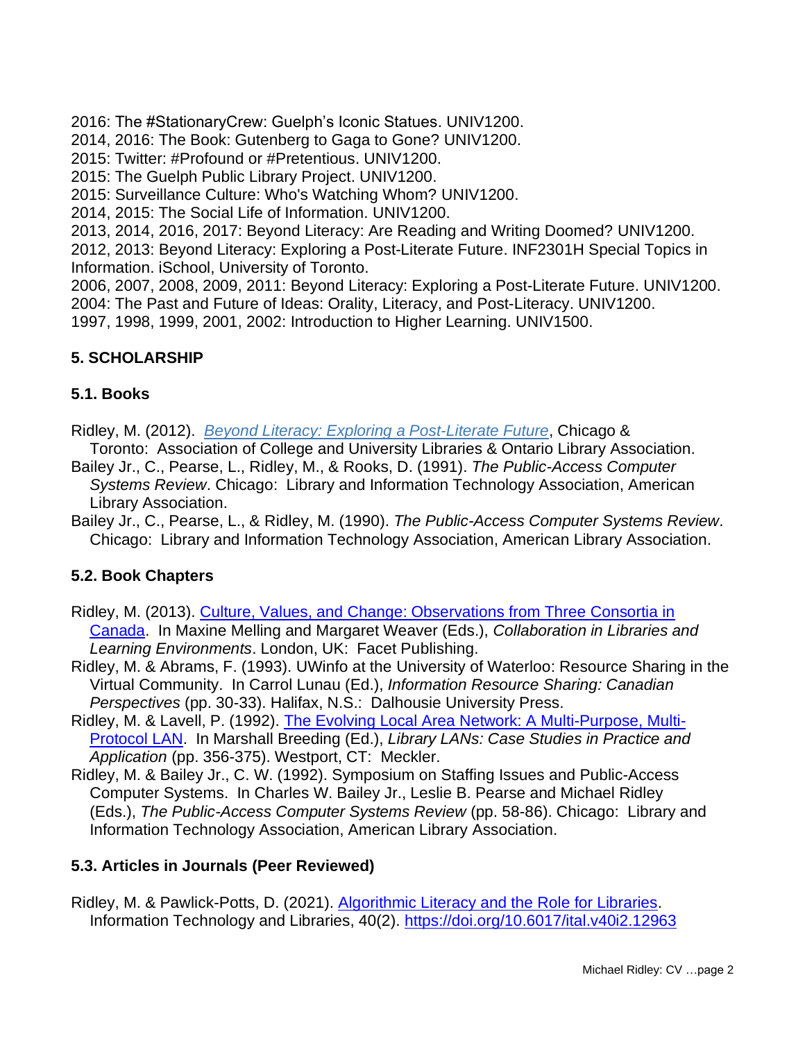2016: The #StationaryCrew: Guelph's Iconic Statues. UNIV1200.
2014, 2016: The Book: Gutenberg to Gaga to Gone? UNIV1200.
2015: Twitter: #Profound or #Pretentious. UNIV1200.
2015: The Guelph Public Library Project. UNIV1200.
2015: Surveillance Culture: Who's Watching Whom? UNIV1200.
2014, 2015: The Social Life of Information. UNIV1200.
2013, 2014, 2016, 2017: Beyond Literacy: Are Reading and Writing Doomed? UNIV1200.
2012, 2013: Beyond Literacy: Exploring a Post-Literate Future. INF2301H Special Topics in Information. iSchool, University of Toronto.
2006, 2007, 2008, 2009, 2011: Beyond Literacy: Exploring a Post-Literate Future. UNIV1200.
2004: The Past and Future of Ideas: Orality, Literacy, and Post-Literacy. UNIV1200.
1997, 1998, 1999, 2001, 2002: Introduction to Higher Learning. UNIV1500.

## 5. SCHOLARSHIP

### 5.1. Books

Ridley, M. (2012). *Beyond Literacy: Exploring a Post-Literate Future*, Chicago & Toronto: Association of College and University Libraries & Ontario Library Association.

Bailey Jr., C., Pearse, L., Ridley, M., & Rooks, D. (1991). *The Public-Access Computer Systems Review*. Chicago: Library and Information Technology Association, American Library Association.

Bailey Jr., C., Pearse, L., & Ridley, M. (1990). *The Public-Access Computer Systems Review*. Chicago: Library and Information Technology Association, American Library Association.

### 5.2. Book Chapters

Ridley, M. (2013). Culture, Values, and Change: Observations from Three Consortia in Canada. In Maxine Melling and Margaret Weaver (Eds.), *Collaboration in Libraries and Learning Environments*. London, UK: Facet Publishing.

Ridley, M. & Abrams, F. (1993). UWinfo at the University of Waterloo: Resource Sharing in the Virtual Community. In Carrol Lunau (Ed.), *Information Resource Sharing: Canadian Perspectives* (pp. 30-33). Halifax, N.S.: Dalhousie University Press.

Ridley, M. & Lavell, P. (1992). The Evolving Local Area Network: A Multi-Purpose, Multi-Protocol LAN. In Marshall Breeding (Ed.), *Library LANs: Case Studies in Practice and Application* (pp. 356-375). Westport, CT: Meckler.

Ridley, M. & Bailey Jr., C. W. (1992). Symposium on Staffing Issues and Public-Access Computer Systems. In Charles W. Bailey Jr., Leslie B. Pearse and Michael Ridley (Eds.), *The Public-Access Computer Systems Review* (pp. 58-86). Chicago: Library and Information Technology Association, American Library Association.

### 5.3. Articles in Journals (Peer Reviewed)

Ridley, M. & Pawlick-Potts, D. (2021). Algorithmic Literacy and the Role for Libraries. Information Technology and Libraries, 40(2). https://doi.org/10.6017/ital.v40i2.12963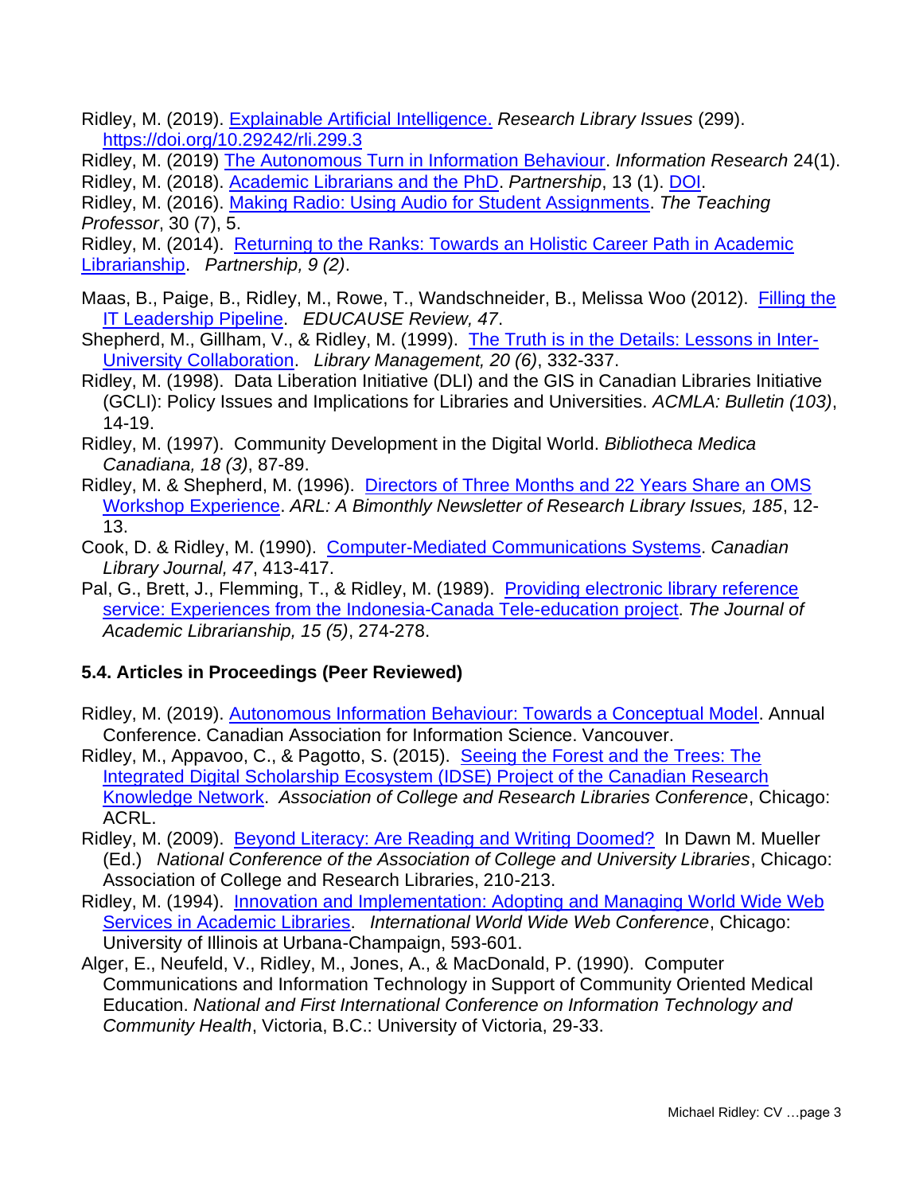Ridley, M. (2019). [Explainable Artificial Intelligence.] *Research Library Issues* (299). https://doi.org/10.29242/rli.299.3

Ridley, M. (2019) The Autonomous Turn in Information Behaviour. *Information Research* 24(1).

Ridley, M. (2018). Academic Librarians and the PhD. *Partnership*, 13 (1). DOI.

Ridley, M. (2016). Making Radio: Using Audio for Student Assignments. *The Teaching Professor*, 30 (7), 5.

Ridley, M. (2014). Returning to the Ranks: Towards an Holistic Career Path in Academic Librarianship. *Partnership, 9 (2)*.

Maas, B., Paige, B., Ridley, M., Rowe, T., Wandschneider, B., Melissa Woo (2012). Filling the IT Leadership Pipeline. *EDUCAUSE Review, 47*.

Shepherd, M., Gillham, V., & Ridley, M. (1999). The Truth is in the Details: Lessons in Inter-University Collaboration. *Library Management, 20 (6)*, 332-337.

Ridley, M. (1998). Data Liberation Initiative (DLI) and the GIS in Canadian Libraries Initiative (GCLI): Policy Issues and Implications for Libraries and Universities. *ACMLA: Bulletin (103)*, 14-19.

Ridley, M. (1997). Community Development in the Digital World. *Bibliotheca Medica Canadiana, 18 (3)*, 87-89.

Ridley, M. & Shepherd, M. (1996). Directors of Three Months and 22 Years Share an OMS Workshop Experience. *ARL: A Bimonthly Newsletter of Research Library Issues, 185*, 12-13.

Cook, D. & Ridley, M. (1990). Computer-Mediated Communications Systems. *Canadian Library Journal, 47*, 413-417.

Pal, G., Brett, J., Flemming, T., & Ridley, M. (1989). Providing electronic library reference service: Experiences from the Indonesia-Canada Tele-education project. *The Journal of Academic Librarianship, 15 (5)*, 274-278.

### 5.4. Articles in Proceedings (Peer Reviewed)

Ridley, M. (2019). Autonomous Information Behaviour: Towards a Conceptual Model. Annual Conference. Canadian Association for Information Science. Vancouver.

Ridley, M., Appavoo, C., & Pagotto, S. (2015). Seeing the Forest and the Trees: The Integrated Digital Scholarship Ecosystem (IDSE) Project of the Canadian Research Knowledge Network. *Association of College and Research Libraries Conference*, Chicago: ACRL.

Ridley, M. (2009). Beyond Literacy: Are Reading and Writing Doomed? In Dawn M. Mueller (Ed.) *National Conference of the Association of College and University Libraries*, Chicago: Association of College and Research Libraries, 210-213.

Ridley, M. (1994). Innovation and Implementation: Adopting and Managing World Wide Web Services in Academic Libraries. *International World Wide Web Conference*, Chicago: University of Illinois at Urbana-Champaign, 593-601.

Alger, E., Neufeld, V., Ridley, M., Jones, A., & MacDonald, P. (1990). Computer Communications and Information Technology in Support of Community Oriented Medical Education. *National and First International Conference on Information Technology and Community Health*, Victoria, B.C.: University of Victoria, 29-33.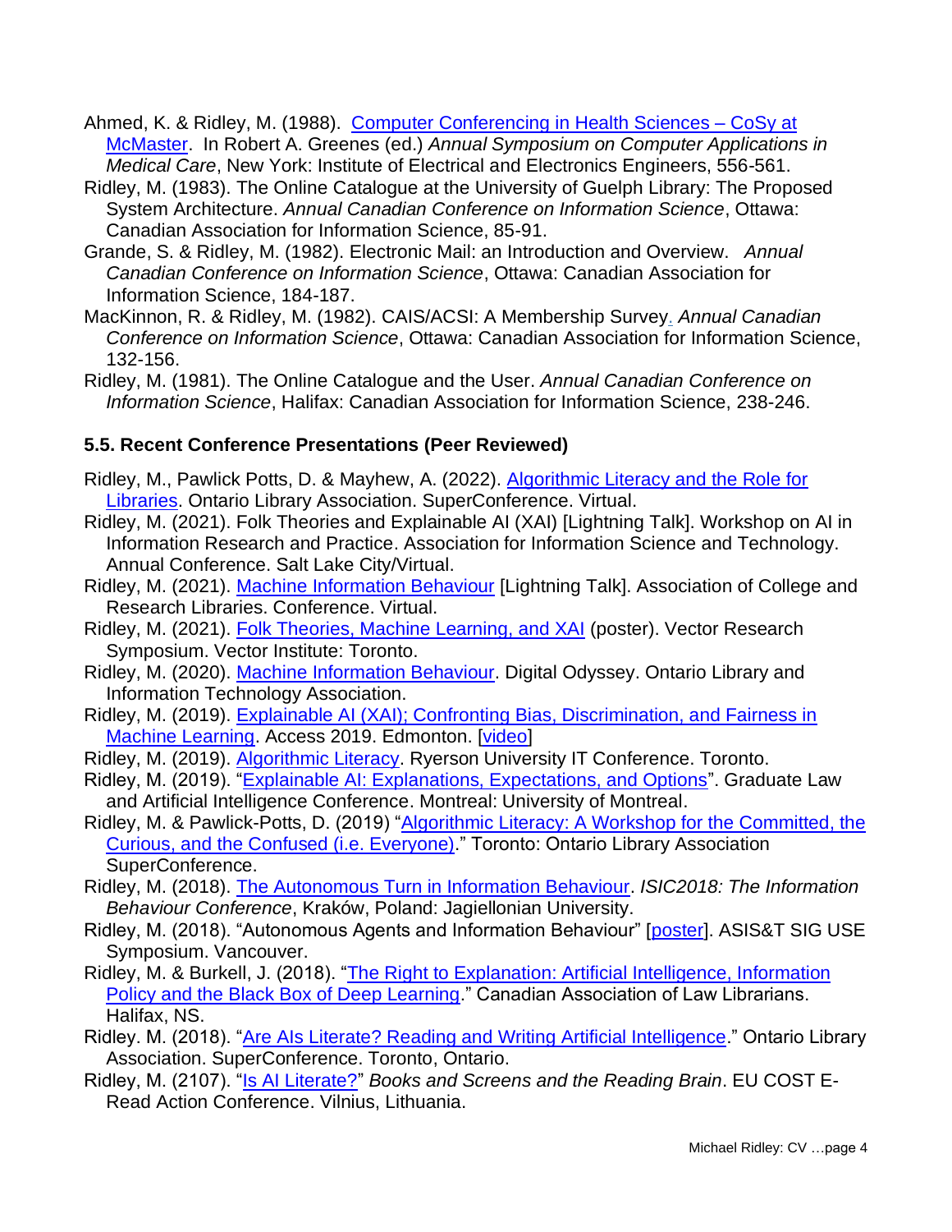Ahmed, K. & Ridley, M. (1988). Computer Conferencing in Health Sciences – CoSy at McMaster. In Robert A. Greenes (ed.) *Annual Symposium on Computer Applications in Medical Care*, New York: Institute of Electrical and Electronics Engineers, 556-561.

Ridley, M. (1983). The Online Catalogue at the University of Guelph Library: The Proposed System Architecture. *Annual Canadian Conference on Information Science*, Ottawa: Canadian Association for Information Science, 85-91.

Grande, S. & Ridley, M. (1982). Electronic Mail: an Introduction and Overview. *Annual Canadian Conference on Information Science*, Ottawa: Canadian Association for Information Science, 184-187.

MacKinnon, R. & Ridley, M. (1982). CAIS/ACSI: A Membership Survey. *Annual Canadian Conference on Information Science*, Ottawa: Canadian Association for Information Science, 132-156.

Ridley, M. (1981). The Online Catalogue and the User. *Annual Canadian Conference on Information Science*, Halifax: Canadian Association for Information Science, 238-246.

### 5.5. Recent Conference Presentations (Peer Reviewed)

Ridley, M., Pawlick Potts, D. & Mayhew, A. (2022). Algorithmic Literacy and the Role for Libraries. Ontario Library Association. SuperConference. Virtual.

Ridley, M. (2021). Folk Theories and Explainable AI (XAI) [Lightning Talk]. Workshop on AI in Information Research and Practice. Association for Information Science and Technology. Annual Conference. Salt Lake City/Virtual.

Ridley, M. (2021). Machine Information Behaviour [Lightning Talk]. Association of College and Research Libraries. Conference. Virtual.

Ridley, M. (2021). Folk Theories, Machine Learning, and XAI (poster). Vector Research Symposium. Vector Institute: Toronto.

Ridley, M. (2020). Machine Information Behaviour. Digital Odyssey. Ontario Library and Information Technology Association.

Ridley, M. (2019). Explainable AI (XAI); Confronting Bias, Discrimination, and Fairness in Machine Learning. Access 2019. Edmonton. [video]

Ridley, M. (2019). Algorithmic Literacy. Ryerson University IT Conference. Toronto.

Ridley, M. (2019). "Explainable AI: Explanations, Expectations, and Options". Graduate Law and Artificial Intelligence Conference. Montreal: University of Montreal.

Ridley, M. & Pawlick-Potts, D. (2019) "Algorithmic Literacy: A Workshop for the Committed, the Curious, and the Confused (i.e. Everyone)." Toronto: Ontario Library Association SuperConference.

Ridley, M. (2018). The Autonomous Turn in Information Behaviour. *ISIC2018: The Information Behaviour Conference*, Kraków, Poland: Jagiellonian University.

Ridley, M. (2018). "Autonomous Agents and Information Behaviour" [poster]. ASIS&T SIG USE Symposium. Vancouver.

Ridley, M. & Burkell, J. (2018). "The Right to Explanation: Artificial Intelligence, Information Policy and the Black Box of Deep Learning." Canadian Association of Law Librarians. Halifax, NS.

Ridley. M. (2018). "Are AIs Literate? Reading and Writing Artificial Intelligence." Ontario Library Association. SuperConference. Toronto, Ontario.

Ridley, M. (2107). "Is AI Literate?" *Books and Screens and the Reading Brain*. EU COST E-Read Action Conference. Vilnius, Lithuania.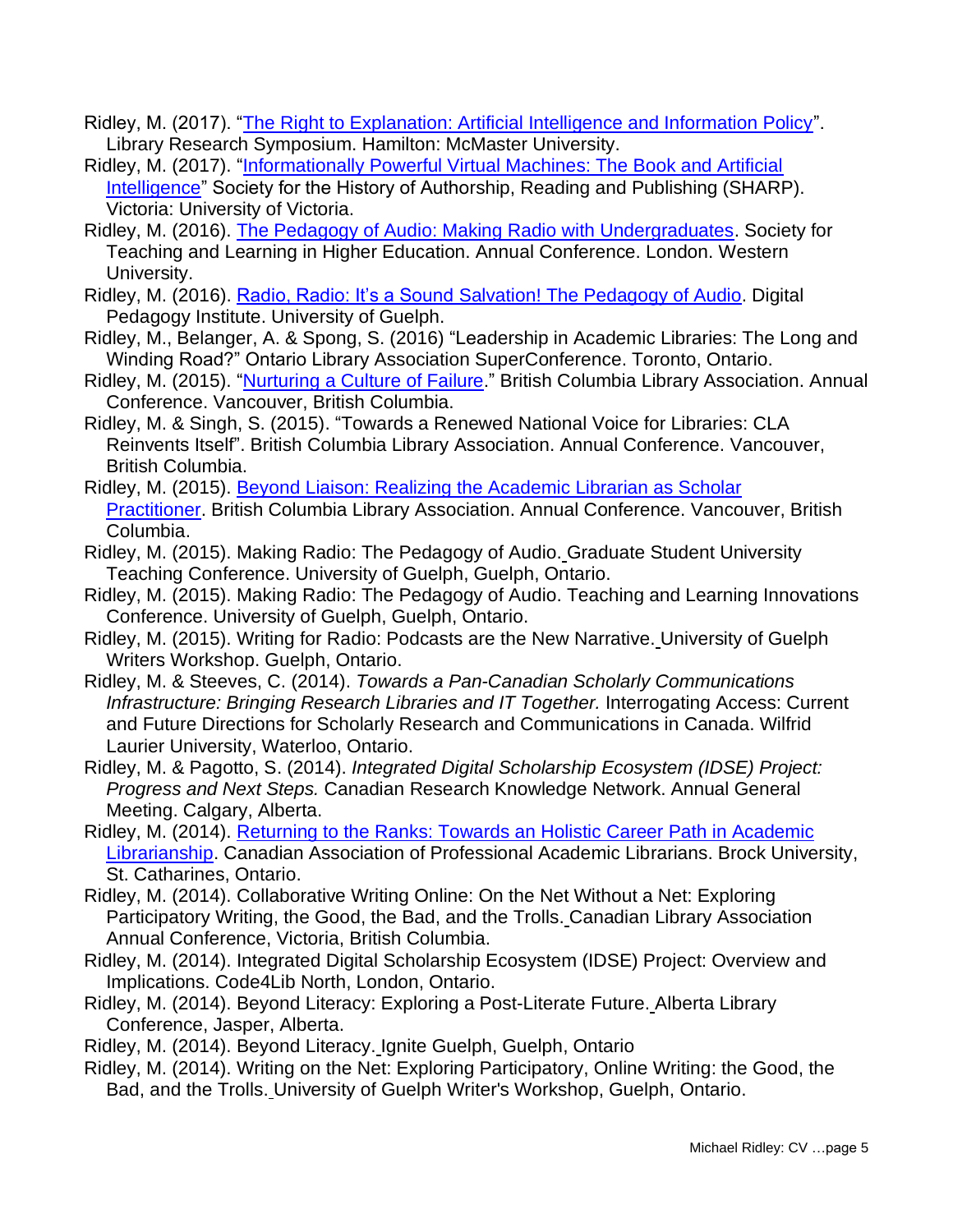Ridley, M. (2017). "The Right to Explanation: Artificial Intelligence and Information Policy". Library Research Symposium. Hamilton: McMaster University.

Ridley, M. (2017). "Informationally Powerful Virtual Machines: The Book and Artificial Intelligence" Society for the History of Authorship, Reading and Publishing (SHARP). Victoria: University of Victoria.

Ridley, M. (2016). The Pedagogy of Audio: Making Radio with Undergraduates. Society for Teaching and Learning in Higher Education. Annual Conference. London. Western University.

Ridley, M. (2016). Radio, Radio: It's a Sound Salvation! The Pedagogy of Audio. Digital Pedagogy Institute. University of Guelph.

Ridley, M., Belanger, A. & Spong, S. (2016) "Leadership in Academic Libraries: The Long and Winding Road?" Ontario Library Association SuperConference. Toronto, Ontario.

Ridley, M. (2015). "Nurturing a Culture of Failure." British Columbia Library Association. Annual Conference. Vancouver, British Columbia.

Ridley, M. & Singh, S. (2015). "Towards a Renewed National Voice for Libraries: CLA Reinvents Itself". British Columbia Library Association. Annual Conference. Vancouver, British Columbia.

Ridley, M. (2015). Beyond Liaison: Realizing the Academic Librarian as Scholar Practitioner. British Columbia Library Association. Annual Conference. Vancouver, British Columbia.

Ridley, M. (2015). Making Radio: The Pedagogy of Audio. Graduate Student University Teaching Conference. University of Guelph, Guelph, Ontario.

Ridley, M. (2015). Making Radio: The Pedagogy of Audio. Teaching and Learning Innovations Conference. University of Guelph, Guelph, Ontario.

Ridley, M. (2015). Writing for Radio: Podcasts are the New Narrative. University of Guelph Writers Workshop. Guelph, Ontario.

Ridley, M. & Steeves, C. (2014). *Towards a Pan-Canadian Scholarly Communications Infrastructure: Bringing Research Libraries and IT Together.* Interrogating Access: Current and Future Directions for Scholarly Research and Communications in Canada. Wilfrid Laurier University, Waterloo, Ontario.

Ridley, M. & Pagotto, S. (2014). *Integrated Digital Scholarship Ecosystem (IDSE) Project: Progress and Next Steps.* Canadian Research Knowledge Network. Annual General Meeting. Calgary, Alberta.

Ridley, M. (2014). Returning to the Ranks: Towards an Holistic Career Path in Academic Librarianship. Canadian Association of Professional Academic Librarians. Brock University, St. Catharines, Ontario.

Ridley, M. (2014). Collaborative Writing Online: On the Net Without a Net: Exploring Participatory Writing, the Good, the Bad, and the Trolls. Canadian Library Association Annual Conference, Victoria, British Columbia.

Ridley, M. (2014). Integrated Digital Scholarship Ecosystem (IDSE) Project: Overview and Implications. Code4Lib North, London, Ontario.

Ridley, M. (2014). Beyond Literacy: Exploring a Post-Literate Future. Alberta Library Conference, Jasper, Alberta.

Ridley, M. (2014). Beyond Literacy. Ignite Guelph, Guelph, Ontario

Ridley, M. (2014). Writing on the Net: Exploring Participatory, Online Writing: the Good, the Bad, and the Trolls. University of Guelph Writer's Workshop, Guelph, Ontario.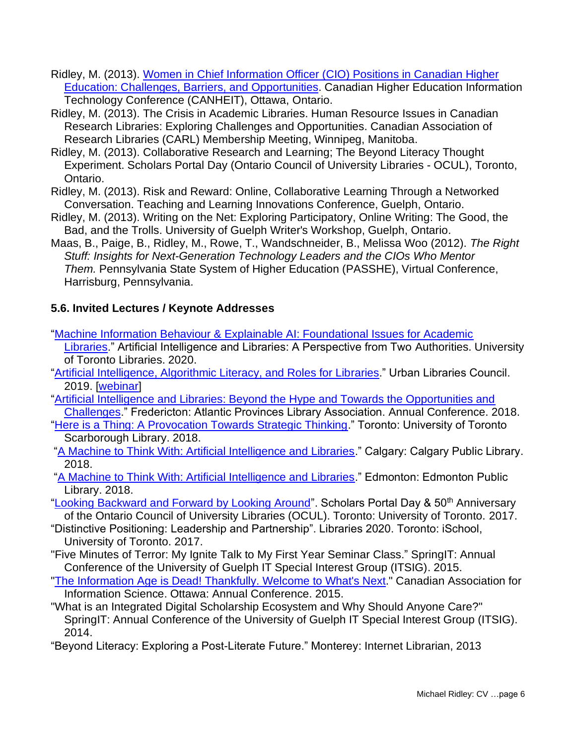Ridley, M. (2013). Women in Chief Information Officer (CIO) Positions in Canadian Higher Education: Challenges, Barriers, and Opportunities. Canadian Higher Education Information Technology Conference (CANHEIT), Ottawa, Ontario.

Ridley, M. (2013). The Crisis in Academic Libraries. Human Resource Issues in Canadian Research Libraries: Exploring Challenges and Opportunities. Canadian Association of Research Libraries (CARL) Membership Meeting, Winnipeg, Manitoba.

Ridley, M. (2013). Collaborative Research and Learning; The Beyond Literacy Thought Experiment. Scholars Portal Day (Ontario Council of University Libraries - OCUL), Toronto, Ontario.

Ridley, M. (2013). Risk and Reward: Online, Collaborative Learning Through a Networked Conversation. Teaching and Learning Innovations Conference, Guelph, Ontario.

Ridley, M. (2013). Writing on the Net: Exploring Participatory, Online Writing: The Good, the Bad, and the Trolls. University of Guelph Writer's Workshop, Guelph, Ontario.

Maas, B., Paige, B., Ridley, M., Rowe, T., Wandschneider, B., Melissa Woo (2012). *The Right Stuff: Insights for Next-Generation Technology Leaders and the CIOs Who Mentor Them.* Pennsylvania State System of Higher Education (PASSHE), Virtual Conference, Harrisburg, Pennsylvania.

### 5.6. Invited Lectures / Keynote Addresses

"Machine Information Behaviour & Explainable AI: Foundational Issues for Academic Libraries." Artificial Intelligence and Libraries: A Perspective from Two Authorities. University of Toronto Libraries. 2020.

"Artificial Intelligence, Algorithmic Literacy, and Roles for Libraries." Urban Libraries Council. 2019. [webinar]

"Artificial Intelligence and Libraries: Beyond the Hype and Towards the Opportunities and Challenges." Fredericton: Atlantic Provinces Library Association. Annual Conference. 2018.

"Here is a Thing: A Provocation Towards Strategic Thinking." Toronto: University of Toronto Scarborough Library. 2018.

"A Machine to Think With: Artificial Intelligence and Libraries." Calgary: Calgary Public Library. 2018.

"A Machine to Think With: Artificial Intelligence and Libraries." Edmonton: Edmonton Public Library. 2018.

"Looking Backward and Forward by Looking Around". Scholars Portal Day & 50th Anniversary of the Ontario Council of University Libraries (OCUL). Toronto: University of Toronto. 2017.

"Distinctive Positioning: Leadership and Partnership". Libraries 2020. Toronto: iSchool, University of Toronto. 2017.

"Five Minutes of Terror: My Ignite Talk to My First Year Seminar Class." SpringIT: Annual Conference of the University of Guelph IT Special Interest Group (ITSIG). 2015.

"The Information Age is Dead! Thankfully. Welcome to What's Next." Canadian Association for Information Science. Ottawa: Annual Conference. 2015.

"What is an Integrated Digital Scholarship Ecosystem and Why Should Anyone Care?" SpringIT: Annual Conference of the University of Guelph IT Special Interest Group (ITSIG). 2014.

"Beyond Literacy: Exploring a Post-Literate Future." Monterey: Internet Librarian, 2013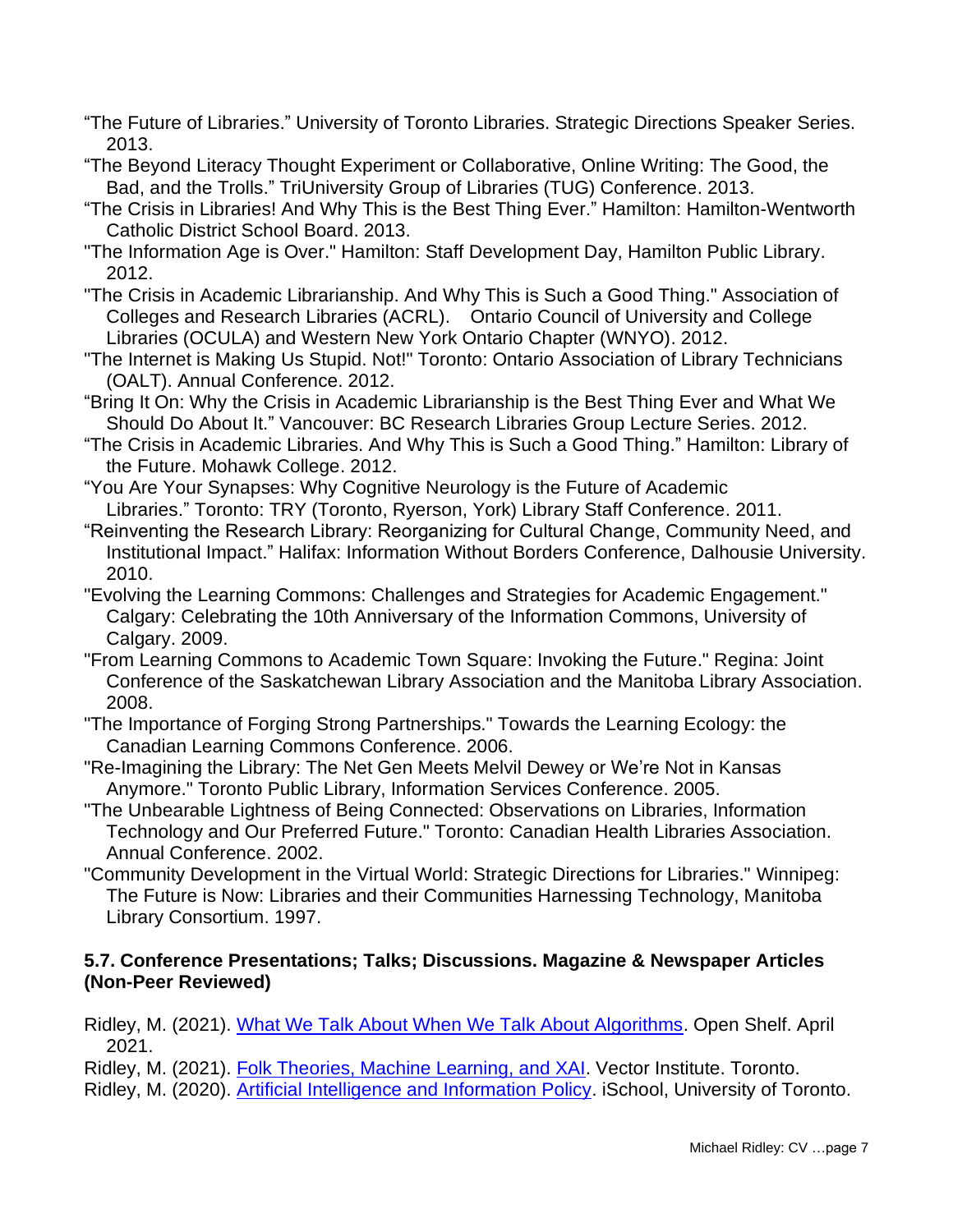"The Future of Libraries." University of Toronto Libraries. Strategic Directions Speaker Series. 2013.

"The Beyond Literacy Thought Experiment or Collaborative, Online Writing: The Good, the Bad, and the Trolls." TriUniversity Group of Libraries (TUG) Conference. 2013.

"The Crisis in Libraries! And Why This is the Best Thing Ever." Hamilton: Hamilton-Wentworth Catholic District School Board. 2013.

"The Information Age is Over." Hamilton: Staff Development Day, Hamilton Public Library. 2012.

"The Crisis in Academic Librarianship. And Why This is Such a Good Thing." Association of Colleges and Research Libraries (ACRL). Ontario Council of University and College Libraries (OCULA) and Western New York Ontario Chapter (WNYO). 2012.

"The Internet is Making Us Stupid. Not!" Toronto: Ontario Association of Library Technicians (OALT). Annual Conference. 2012.

"Bring It On: Why the Crisis in Academic Librarianship is the Best Thing Ever and What We Should Do About It." Vancouver: BC Research Libraries Group Lecture Series. 2012.

"The Crisis in Academic Libraries. And Why This is Such a Good Thing." Hamilton: Library of the Future. Mohawk College. 2012.

"You Are Your Synapses: Why Cognitive Neurology is the Future of Academic Libraries." Toronto: TRY (Toronto, Ryerson, York) Library Staff Conference. 2011.

"Reinventing the Research Library: Reorganizing for Cultural Change, Community Need, and Institutional Impact." Halifax: Information Without Borders Conference, Dalhousie University. 2010.

"Evolving the Learning Commons: Challenges and Strategies for Academic Engagement." Calgary: Celebrating the 10th Anniversary of the Information Commons, University of Calgary. 2009.

"From Learning Commons to Academic Town Square: Invoking the Future." Regina: Joint Conference of the Saskatchewan Library Association and the Manitoba Library Association. 2008.

"The Importance of Forging Strong Partnerships." Towards the Learning Ecology: the Canadian Learning Commons Conference. 2006.

"Re-Imagining the Library: The Net Gen Meets Melvil Dewey or We're Not in Kansas Anymore." Toronto Public Library, Information Services Conference. 2005.

"The Unbearable Lightness of Being Connected: Observations on Libraries, Information Technology and Our Preferred Future." Toronto: Canadian Health Libraries Association. Annual Conference. 2002.

"Community Development in the Virtual World: Strategic Directions for Libraries." Winnipeg: The Future is Now: Libraries and their Communities Harnessing Technology, Manitoba Library Consortium. 1997.

### 5.7. Conference Presentations; Talks; Discussions. Magazine & Newspaper Articles (Non-Peer Reviewed)

Ridley, M. (2021). What We Talk About When We Talk About Algorithms. Open Shelf. April 2021.

Ridley, M. (2021). Folk Theories, Machine Learning, and XAI. Vector Institute. Toronto.

Ridley, M. (2020). Artificial Intelligence and Information Policy. iSchool, University of Toronto.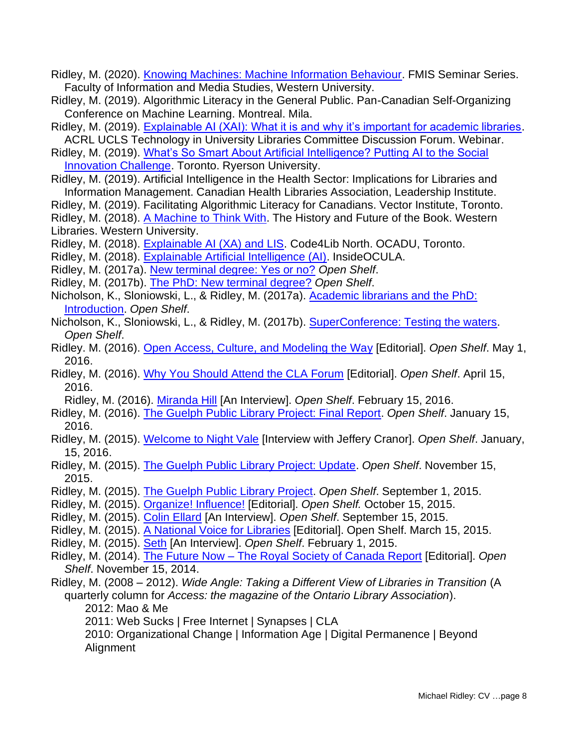Ridley, M. (2020). Knowing Machines: Machine Information Behaviour. FMIS Seminar Series. Faculty of Information and Media Studies, Western University.

Ridley, M. (2019). Algorithmic Literacy in the General Public. Pan-Canadian Self-Organizing Conference on Machine Learning. Montreal. Mila.

Ridley, M. (2019). Explainable AI (XAI): What it is and why it's important for academic libraries. ACRL UCLS Technology in University Libraries Committee Discussion Forum. Webinar.

Ridley, M. (2019). What's So Smart About Artificial Intelligence? Putting AI to the Social Innovation Challenge. Toronto. Ryerson University.

Ridley, M. (2019). Artificial Intelligence in the Health Sector: Implications for Libraries and Information Management. Canadian Health Libraries Association, Leadership Institute.

Ridley, M. (2019). Facilitating Algorithmic Literacy for Canadians. Vector Institute, Toronto.

Ridley, M. (2018). A Machine to Think With. The History and Future of the Book. Western Libraries. Western University.

Ridley, M. (2018). Explainable AI (XA) and LIS. Code4Lib North. OCADU, Toronto.

Ridley, M. (2018). Explainable Artificial Intelligence (AI). InsideOCULA.

Ridley, M. (2017a). New terminal degree: Yes or no? *Open Shelf*.

Ridley, M. (2017b). The PhD: New terminal degree? *Open Shelf*.

Nicholson, K., Sloniowski, L., & Ridley, M. (2017a). Academic librarians and the PhD: Introduction. *Open Shelf*.

Nicholson, K., Sloniowski, L., & Ridley, M. (2017b). SuperConference: Testing the waters. *Open Shelf*.

Ridley. M. (2016). Open Access, Culture, and Modeling the Way [Editorial]. *Open Shelf*. May 1, 2016.

Ridley, M. (2016). Why You Should Attend the CLA Forum [Editorial]. *Open Shelf*. April 15, 2016.

Ridley, M. (2016). Miranda Hill [An Interview]. *Open Shelf*. February 15, 2016.

Ridley, M. (2016). The Guelph Public Library Project: Final Report. *Open Shelf*. January 15, 2016.

Ridley, M. (2015). Welcome to Night Vale [Interview with Jeffery Cranor]. *Open Shelf*. January, 15, 2016.

Ridley, M. (2015). The Guelph Public Library Project: Update. *Open Shelf*. November 15, 2015.

Ridley, M. (2015). The Guelph Public Library Project. *Open Shelf*. September 1, 2015.

Ridley, M. (2015). Organize! Influence! [Editorial]. *Open Shelf.* October 15, 2015.

Ridley, M. (2015). Colin Ellard [An Interview]. *Open Shelf*. September 15, 2015.

Ridley, M. (2015). A National Voice for Libraries [Editorial]. Open Shelf. March 15, 2015.

Ridley, M. (2015). Seth [An Interview]. *Open Shelf*. February 1, 2015.

Ridley, M. (2014). The Future Now – The Royal Society of Canada Report [Editorial]. *Open Shelf*. November 15, 2014.

Ridley, M. (2008 – 2012). *Wide Angle: Taking a Different View of Libraries in Transition* (A quarterly column for *Access: the magazine of the Ontario Library Association*).

2012: Mao & Me

2011: Web Sucks | Free Internet | Synapses | CLA

2010: Organizational Change | Information Age | Digital Permanence | Beyond Alignment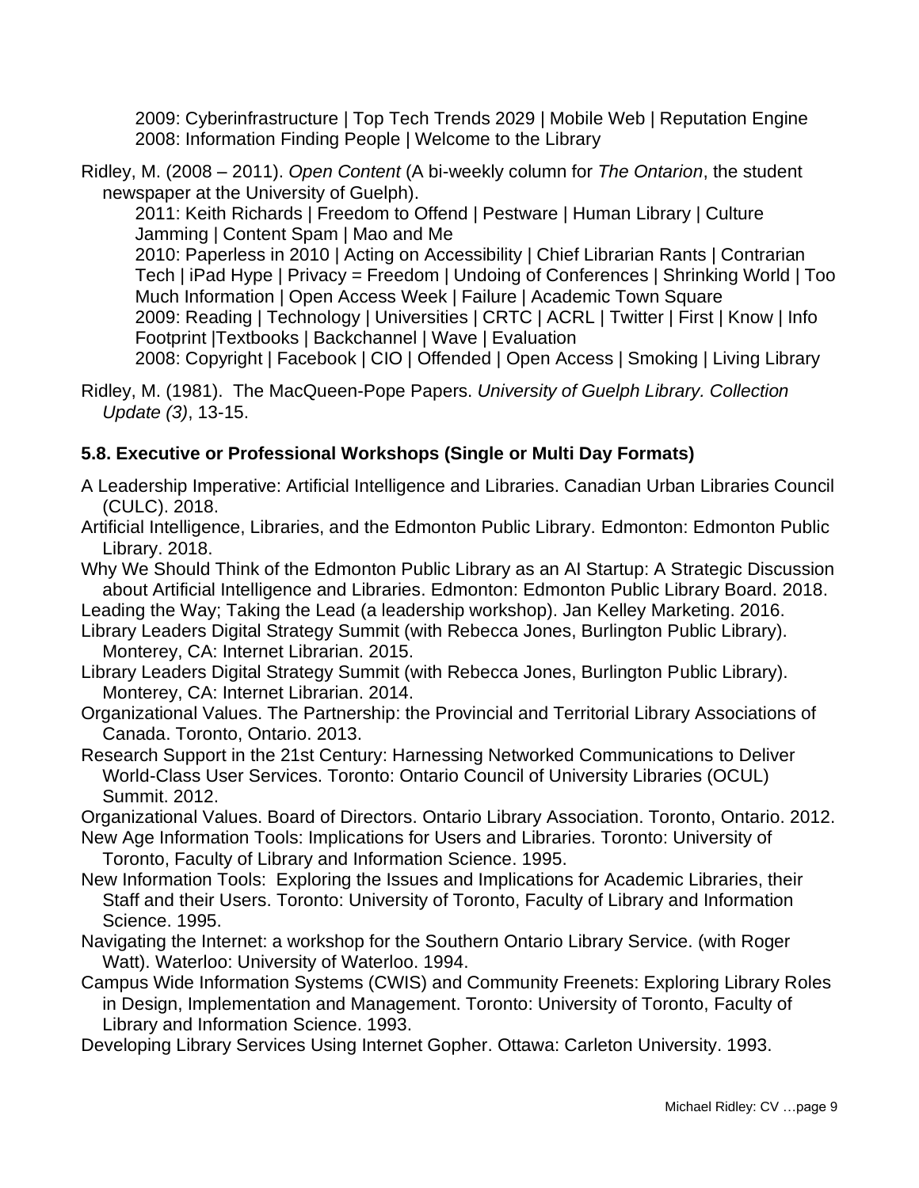2009: Cyberinfrastructure | Top Tech Trends 2029 | Mobile Web | Reputation Engine
2008: Information Finding People | Welcome to the Library

Ridley, M. (2008 – 2011). *Open Content* (A bi-weekly column for *The Ontarion*, the student newspaper at the University of Guelph).

2011: Keith Richards | Freedom to Offend | Pestware | Human Library | Culture Jamming | Content Spam | Mao and Me
2010: Paperless in 2010 | Acting on Accessibility | Chief Librarian Rants | Contrarian Tech | iPad Hype | Privacy = Freedom | Undoing of Conferences | Shrinking World | Too Much Information | Open Access Week | Failure | Academic Town Square
2009: Reading | Technology | Universities | CRTC | ACRL | Twitter | First | Know | Info Footprint |Textbooks | Backchannel | Wave | Evaluation
2008: Copyright | Facebook | CIO | Offended | Open Access | Smoking | Living Library

Ridley, M. (1981). The MacQueen-Pope Papers. *University of Guelph Library. Collection Update (3)*, 13-15.

### 5.8. Executive or Professional Workshops (Single or Multi Day Formats)

A Leadership Imperative: Artificial Intelligence and Libraries. Canadian Urban Libraries Council (CULC). 2018.

Artificial Intelligence, Libraries, and the Edmonton Public Library. Edmonton: Edmonton Public Library. 2018.

Why We Should Think of the Edmonton Public Library as an AI Startup: A Strategic Discussion about Artificial Intelligence and Libraries. Edmonton: Edmonton Public Library Board. 2018.

Leading the Way; Taking the Lead (a leadership workshop). Jan Kelley Marketing. 2016.

Library Leaders Digital Strategy Summit (with Rebecca Jones, Burlington Public Library). Monterey, CA: Internet Librarian. 2015.

Library Leaders Digital Strategy Summit (with Rebecca Jones, Burlington Public Library). Monterey, CA: Internet Librarian. 2014.

Organizational Values. The Partnership: the Provincial and Territorial Library Associations of Canada. Toronto, Ontario. 2013.

Research Support in the 21st Century: Harnessing Networked Communications to Deliver World-Class User Services. Toronto: Ontario Council of University Libraries (OCUL) Summit. 2012.

Organizational Values. Board of Directors. Ontario Library Association. Toronto, Ontario. 2012.

New Age Information Tools: Implications for Users and Libraries. Toronto: University of Toronto, Faculty of Library and Information Science. 1995.

New Information Tools: Exploring the Issues and Implications for Academic Libraries, their Staff and their Users. Toronto: University of Toronto, Faculty of Library and Information Science. 1995.

Navigating the Internet: a workshop for the Southern Ontario Library Service. (with Roger Watt). Waterloo: University of Waterloo. 1994.

Campus Wide Information Systems (CWIS) and Community Freenets: Exploring Library Roles in Design, Implementation and Management. Toronto: University of Toronto, Faculty of Library and Information Science. 1993.

Developing Library Services Using Internet Gopher. Ottawa: Carleton University. 1993.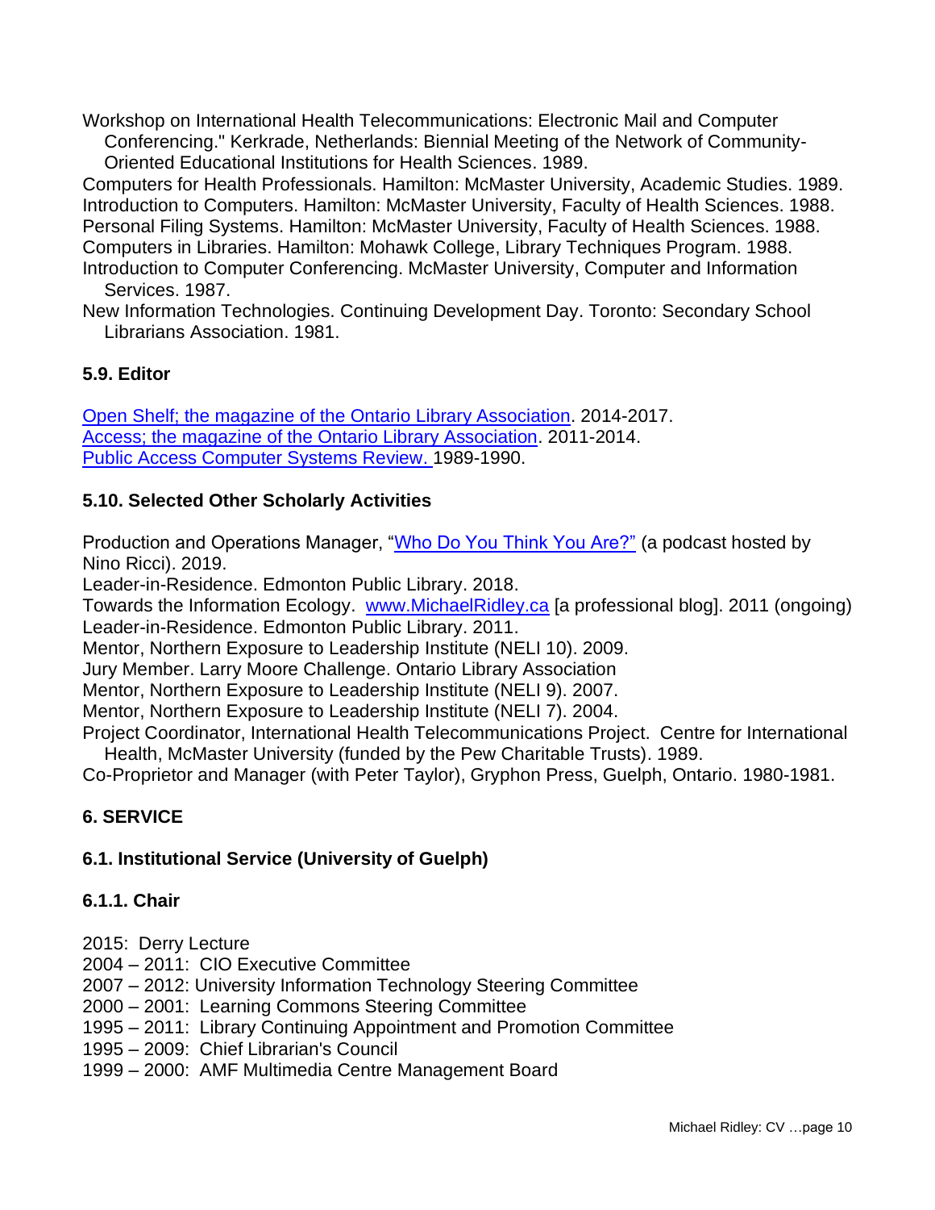Workshop on International Health Telecommunications: Electronic Mail and Computer Conferencing." Kerkrade, Netherlands: Biennial Meeting of the Network of Community-Oriented Educational Institutions for Health Sciences. 1989.

Computers for Health Professionals. Hamilton: McMaster University, Academic Studies. 1989.

Introduction to Computers. Hamilton: McMaster University, Faculty of Health Sciences. 1988.

Personal Filing Systems. Hamilton: McMaster University, Faculty of Health Sciences. 1988.

Computers in Libraries. Hamilton: Mohawk College, Library Techniques Program. 1988.

Introduction to Computer Conferencing. McMaster University, Computer and Information Services. 1987.

New Information Technologies. Continuing Development Day. Toronto: Secondary School Librarians Association. 1981.

### 5.9. Editor

Open Shelf; the magazine of the Ontario Library Association. 2014-2017.
Access; the magazine of the Ontario Library Association. 2011-2014.
Public Access Computer Systems Review. 1989-1990.

### 5.10. Selected Other Scholarly Activities

Production and Operations Manager, "Who Do You Think You Are?" (a podcast hosted by Nino Ricci). 2019.

Leader-in-Residence. Edmonton Public Library. 2018.

Towards the Information Ecology. www.MichaelRidley.ca [a professional blog]. 2011 (ongoing)

Leader-in-Residence. Edmonton Public Library. 2011.

Mentor, Northern Exposure to Leadership Institute (NELI 10). 2009.

Jury Member. Larry Moore Challenge. Ontario Library Association

Mentor, Northern Exposure to Leadership Institute (NELI 9). 2007.

Mentor, Northern Exposure to Leadership Institute (NELI 7). 2004.

Project Coordinator, International Health Telecommunications Project. Centre for International Health, McMaster University (funded by the Pew Charitable Trusts). 1989.

Co-Proprietor and Manager (with Peter Taylor), Gryphon Press, Guelph, Ontario. 1980-1981.

## 6. SERVICE

### 6.1. Institutional Service (University of Guelph)

#### 6.1.1. Chair

2015: Derry Lecture
2004 – 2011: CIO Executive Committee
2007 – 2012: University Information Technology Steering Committee
2000 – 2001: Learning Commons Steering Committee
1995 – 2011: Library Continuing Appointment and Promotion Committee
1995 – 2009: Chief Librarian's Council
1999 – 2000: AMF Multimedia Centre Management Board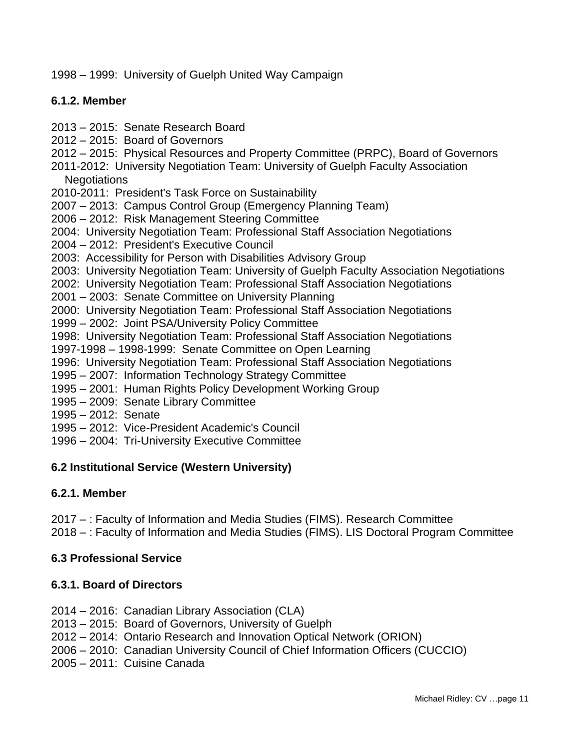1998 – 1999: University of Guelph United Way Campaign

### 6.1.2. Member

2013 – 2015: Senate Research Board
2012 – 2015: Board of Governors
2012 – 2015: Physical Resources and Property Committee (PRPC), Board of Governors
2011-2012: University Negotiation Team: University of Guelph Faculty Association Negotiations
2010-2011: President's Task Force on Sustainability
2007 – 2013: Campus Control Group (Emergency Planning Team)
2006 – 2012: Risk Management Steering Committee
2004: University Negotiation Team: Professional Staff Association Negotiations
2004 – 2012: President's Executive Council
2003: Accessibility for Person with Disabilities Advisory Group
2003: University Negotiation Team: University of Guelph Faculty Association Negotiations
2002: University Negotiation Team: Professional Staff Association Negotiations
2001 – 2003: Senate Committee on University Planning
2000: University Negotiation Team: Professional Staff Association Negotiations
1999 – 2002: Joint PSA/University Policy Committee
1998: University Negotiation Team: Professional Staff Association Negotiations
1997-1998 – 1998-1999: Senate Committee on Open Learning
1996: University Negotiation Team: Professional Staff Association Negotiations
1995 – 2007: Information Technology Strategy Committee
1995 – 2001: Human Rights Policy Development Working Group
1995 – 2009: Senate Library Committee
1995 – 2012: Senate
1995 – 2012: Vice-President Academic's Council
1996 – 2004: Tri-University Executive Committee

## 6.2 Institutional Service (Western University)

### 6.2.1. Member

2017 – : Faculty of Information and Media Studies (FIMS). Research Committee
2018 – : Faculty of Information and Media Studies (FIMS). LIS Doctoral Program Committee

## 6.3 Professional Service

### 6.3.1. Board of Directors

2014 – 2016: Canadian Library Association (CLA)
2013 – 2015: Board of Governors, University of Guelph
2012 – 2014: Ontario Research and Innovation Optical Network (ORION)
2006 – 2010: Canadian University Council of Chief Information Officers (CUCCIO)
2005 – 2011: Cuisine Canada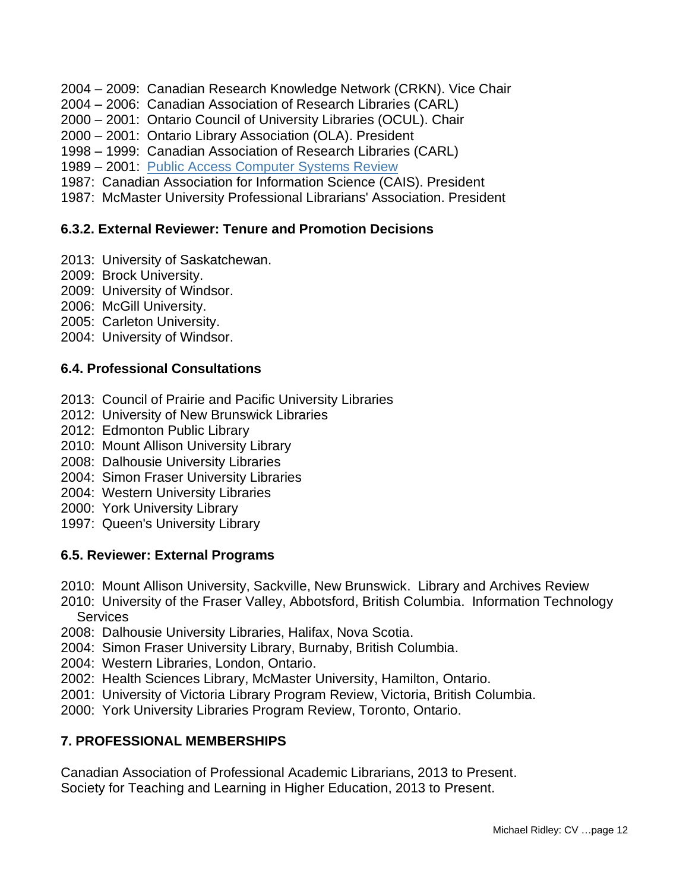2004 – 2009: Canadian Research Knowledge Network (CRKN). Vice Chair
2004 – 2006: Canadian Association of Research Libraries (CARL)
2000 – 2001: Ontario Council of University Libraries (OCUL). Chair
2000 – 2001: Ontario Library Association (OLA). President
1998 – 1999: Canadian Association of Research Libraries (CARL)
1989 – 2001: Public Access Computer Systems Review
1987: Canadian Association for Information Science (CAIS). President
1987: McMaster University Professional Librarians' Association. President

### 6.3.2. External Reviewer: Tenure and Promotion Decisions

2013: University of Saskatchewan.
2009: Brock University.
2009: University of Windsor.
2006: McGill University.
2005: Carleton University.
2004: University of Windsor.

### 6.4. Professional Consultations

2013: Council of Prairie and Pacific University Libraries
2012: University of New Brunswick Libraries
2012: Edmonton Public Library
2010: Mount Allison University Library
2008: Dalhousie University Libraries
2004: Simon Fraser University Libraries
2004: Western University Libraries
2000: York University Library
1997: Queen's University Library

### 6.5. Reviewer: External Programs

2010: Mount Allison University, Sackville, New Brunswick. Library and Archives Review
2010: University of the Fraser Valley, Abbotsford, British Columbia. Information Technology Services
2008: Dalhousie University Libraries, Halifax, Nova Scotia.
2004: Simon Fraser University Library, Burnaby, British Columbia.
2004: Western Libraries, London, Ontario.
2002: Health Sciences Library, McMaster University, Hamilton, Ontario.
2001: University of Victoria Library Program Review, Victoria, British Columbia.
2000: York University Libraries Program Review, Toronto, Ontario.

## 7. PROFESSIONAL MEMBERSHIPS

Canadian Association of Professional Academic Librarians, 2013 to Present.
Society for Teaching and Learning in Higher Education, 2013 to Present.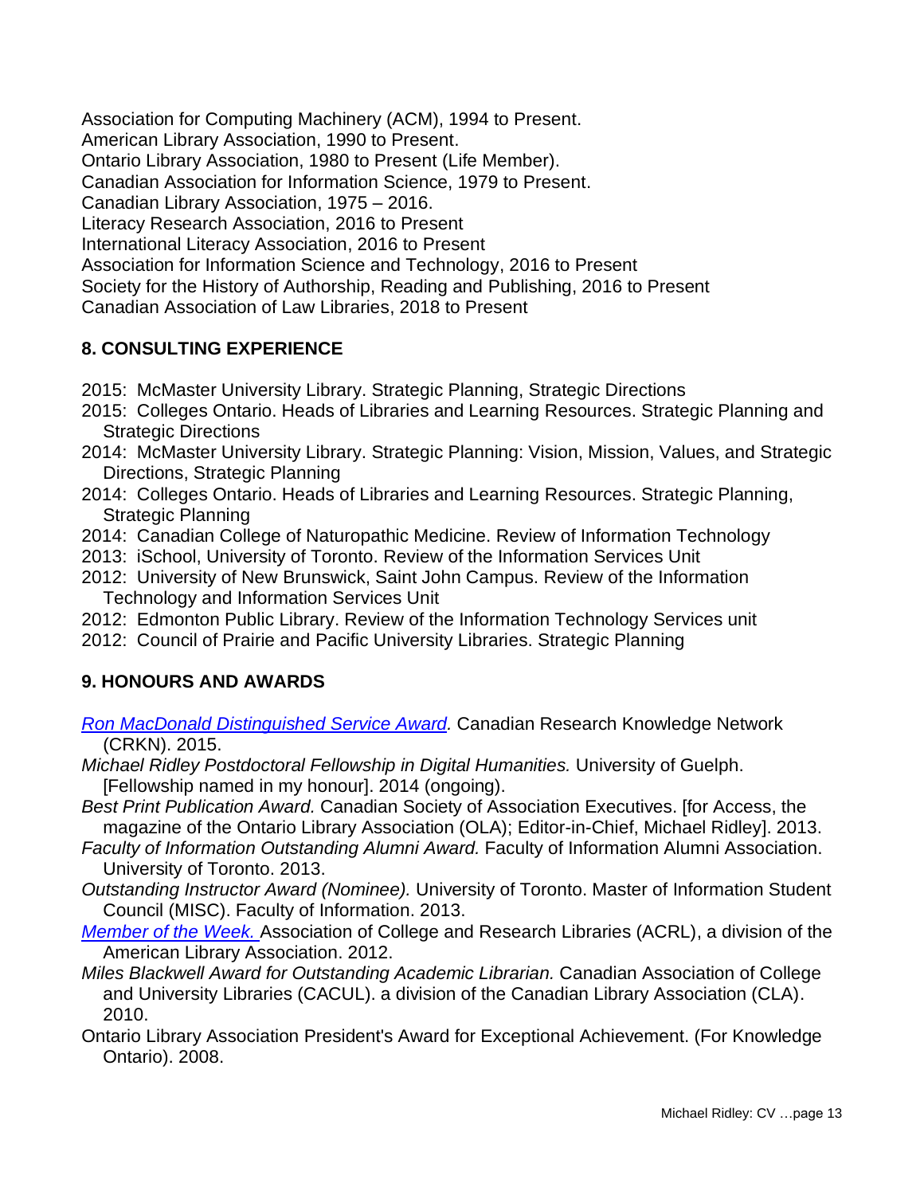Association for Computing Machinery (ACM), 1994 to Present.
American Library Association, 1990 to Present.
Ontario Library Association, 1980 to Present (Life Member).
Canadian Association for Information Science, 1979 to Present.
Canadian Library Association, 1975 – 2016.
Literacy Research Association, 2016 to Present
International Literacy Association, 2016 to Present
Association for Information Science and Technology, 2016 to Present
Society for the History of Authorship, Reading and Publishing, 2016 to Present
Canadian Association of Law Libraries, 2018 to Present

## 8. CONSULTING EXPERIENCE

2015: McMaster University Library. Strategic Planning, Strategic Directions
2015: Colleges Ontario. Heads of Libraries and Learning Resources. Strategic Planning and Strategic Directions
2014: McMaster University Library. Strategic Planning: Vision, Mission, Values, and Strategic Directions, Strategic Planning
2014: Colleges Ontario. Heads of Libraries and Learning Resources. Strategic Planning, Strategic Planning
2014: Canadian College of Naturopathic Medicine. Review of Information Technology
2013: iSchool, University of Toronto. Review of the Information Services Unit
2012: University of New Brunswick, Saint John Campus. Review of the Information Technology and Information Services Unit
2012: Edmonton Public Library. Review of the Information Technology Services unit
2012: Council of Prairie and Pacific University Libraries. Strategic Planning

## 9. HONOURS AND AWARDS

*Ron MacDonald Distinguished Service Award.* Canadian Research Knowledge Network (CRKN). 2015.

*Michael Ridley Postdoctoral Fellowship in Digital Humanities.* University of Guelph. [Fellowship named in my honour]. 2014 (ongoing).

*Best Print Publication Award.* Canadian Society of Association Executives. [for Access, the magazine of the Ontario Library Association (OLA); Editor-in-Chief, Michael Ridley]. 2013.

*Faculty of Information Outstanding Alumni Award.* Faculty of Information Alumni Association. University of Toronto. 2013.

*Outstanding Instructor Award (Nominee).* University of Toronto. Master of Information Student Council (MISC). Faculty of Information. 2013.

*Member of the Week.* Association of College and Research Libraries (ACRL), a division of the American Library Association. 2012.

*Miles Blackwell Award for Outstanding Academic Librarian.* Canadian Association of College and University Libraries (CACUL). a division of the Canadian Library Association (CLA). 2010.

Ontario Library Association President's Award for Exceptional Achievement. (For Knowledge Ontario). 2008.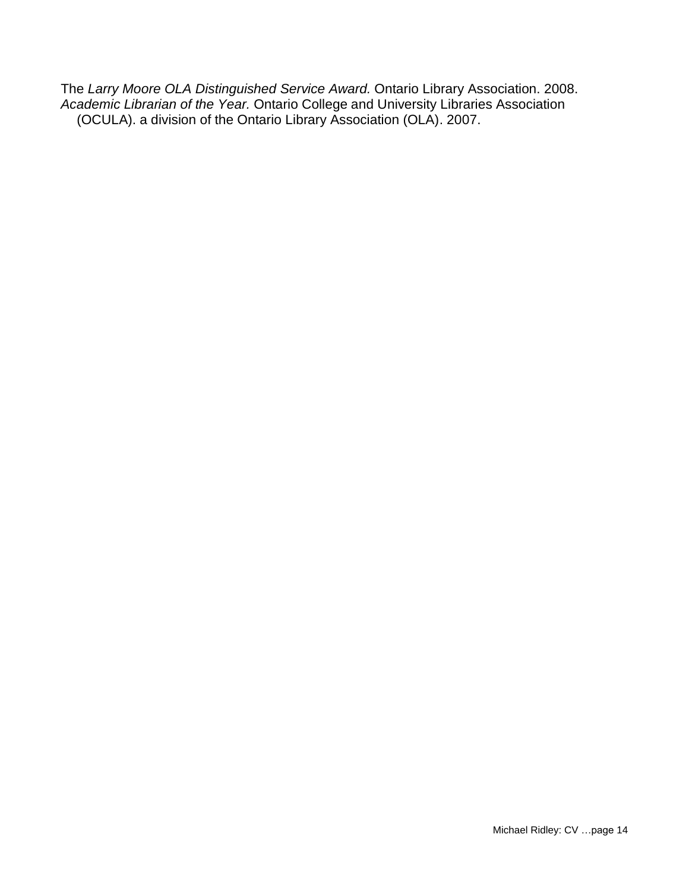The *Larry Moore OLA Distinguished Service Award.* Ontario Library Association. 2008.

*Academic Librarian of the Year.* Ontario College and University Libraries Association (OCULA). a division of the Ontario Library Association (OLA). 2007.